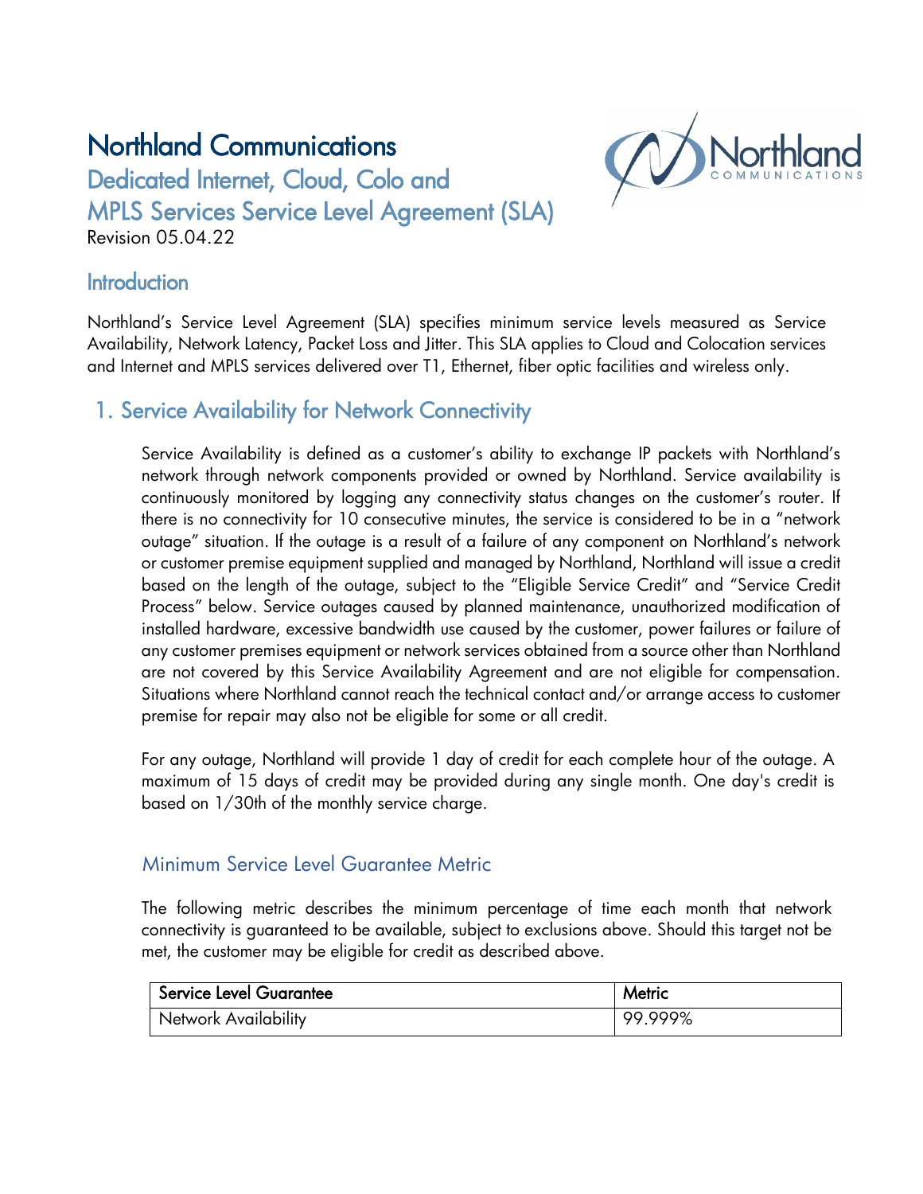# Northland Communications

## Dedicated Internet, Cloud, Colo and MPLS Services Service Level Agreement (SLA)

Revision 05.04.22

## Introduction

Northland's Service Level Agreement (SLA) specifies minimum service levels measured as Service Availability, Network Latency, Packet Loss and Jitter. This SLA applies to Cloud and Colocation services and Internet and MPLS services delivered over T1, Ethernet, fiber optic facilities and wireless only.

## 1. Service Availability for Network Connectivity

Service Availability is defined as a customer's ability to exchange IP packets with Northland's network through network components provided or owned by Northland. Service availability is continuously monitored by logging any connectivity status changes on the customer's router. If there is no connectivity for 10 consecutive minutes, the service is considered to be in a "network outage" situation. If the outage is a result of a failure of any component on Northland's network or customer premise equipment supplied and managed by Northland, Northland will issue a credit based on the length of the outage, subject to the "Eligible Service Credit" and "Service Credit Process" below. Service outages caused by planned maintenance, unauthorized modification of installed hardware, excessive bandwidth use caused by the customer, power failures or failure of any customer premises equipment or network services obtained from a source other than Northland are not covered by this Service Availability Agreement and are not eligible for compensation. Situations where Northland cannot reach the technical contact and/or arrange access to customer premise for repair may also not be eligible for some or all credit.

For any outage, Northland will provide 1 day of credit for each complete hour of the outage. A maximum of 15 days of credit may be provided during any single month. One day's credit is based on 1/30th of the monthly service charge.

### Minimum Service Level Guarantee Metric

The following metric describes the minimum percentage of time each month that network connectivity is guaranteed to be available, subject to exclusions above. Should this target not be met, the customer may be eligible for credit as described above.

| Service Level Guarantee | Metric |
|---|---|
| Network Availability | 99.999% |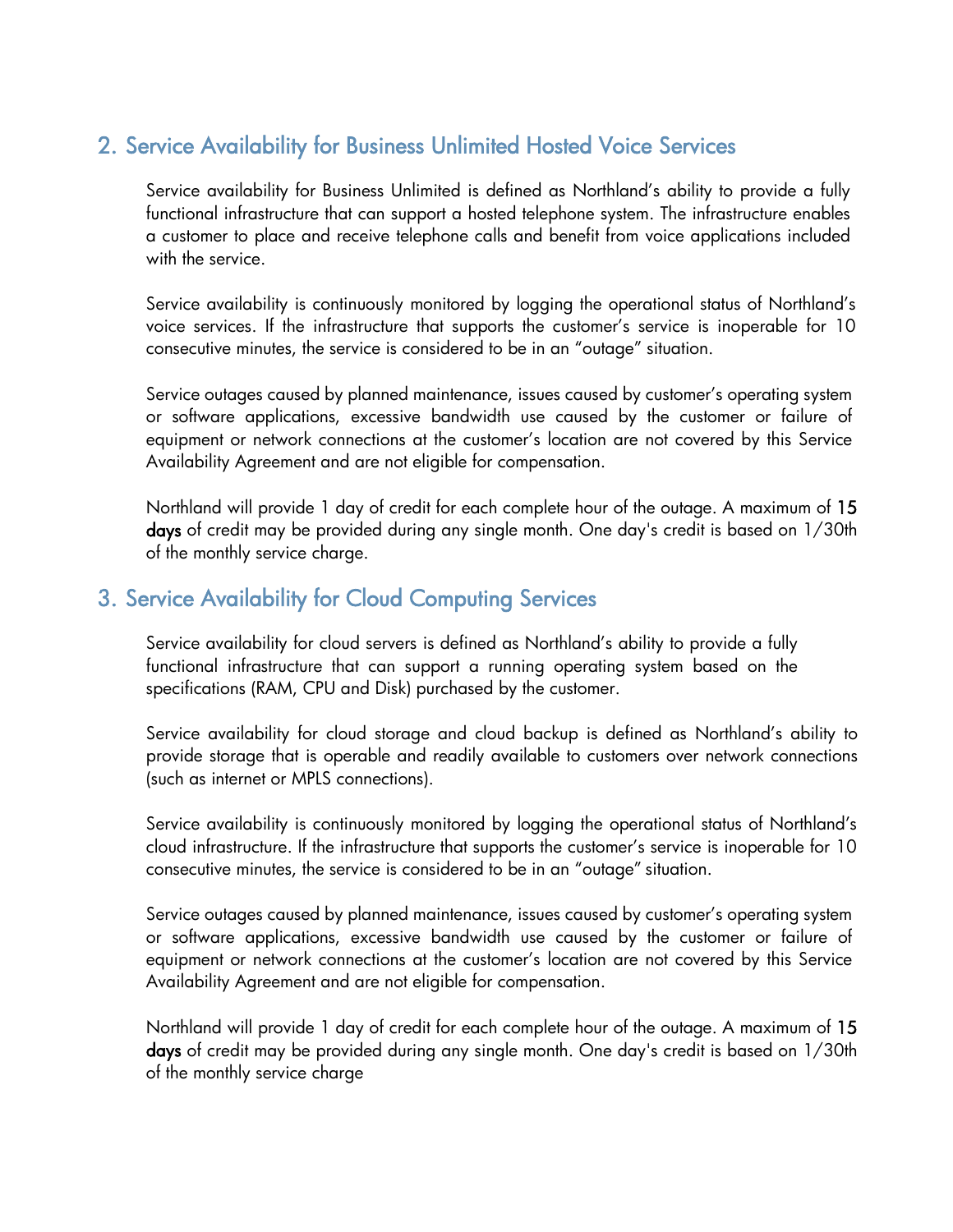## 2. Service Availability for Business Unlimited Hosted Voice Services

Service availability for Business Unlimited is defined as Northland's ability to provide a fully functional infrastructure that can support a hosted telephone system. The infrastructure enables a customer to place and receive telephone calls and benefit from voice applications included with the service.

Service availability is continuously monitored by logging the operational status of Northland's voice services. If the infrastructure that supports the customer's service is inoperable for 10 consecutive minutes, the service is considered to be in an "outage" situation.

Service outages caused by planned maintenance, issues caused by customer's operating system or software applications, excessive bandwidth use caused by the customer or failure of equipment or network connections at the customer's location are not covered by this Service Availability Agreement and are not eligible for compensation.

Northland will provide 1 day of credit for each complete hour of the outage. A maximum of 15 days of credit may be provided during any single month. One day's credit is based on 1/30th of the monthly service charge.

## 3. Service Availability for Cloud Computing Services

Service availability for cloud servers is defined as Northland's ability to provide a fully functional infrastructure that can support a running operating system based on the specifications (RAM, CPU and Disk) purchased by the customer.

Service availability for cloud storage and cloud backup is defined as Northland's ability to provide storage that is operable and readily available to customers over network connections (such as internet or MPLS connections).

Service availability is continuously monitored by logging the operational status of Northland's cloud infrastructure. If the infrastructure that supports the customer's service is inoperable for 10 consecutive minutes, the service is considered to be in an "outage" situation.

Service outages caused by planned maintenance, issues caused by customer's operating system or software applications, excessive bandwidth use caused by the customer or failure of equipment or network connections at the customer's location are not covered by this Service Availability Agreement and are not eligible for compensation.

Northland will provide 1 day of credit for each complete hour of the outage. A maximum of 15 days of credit may be provided during any single month. One day's credit is based on 1/30th of the monthly service charge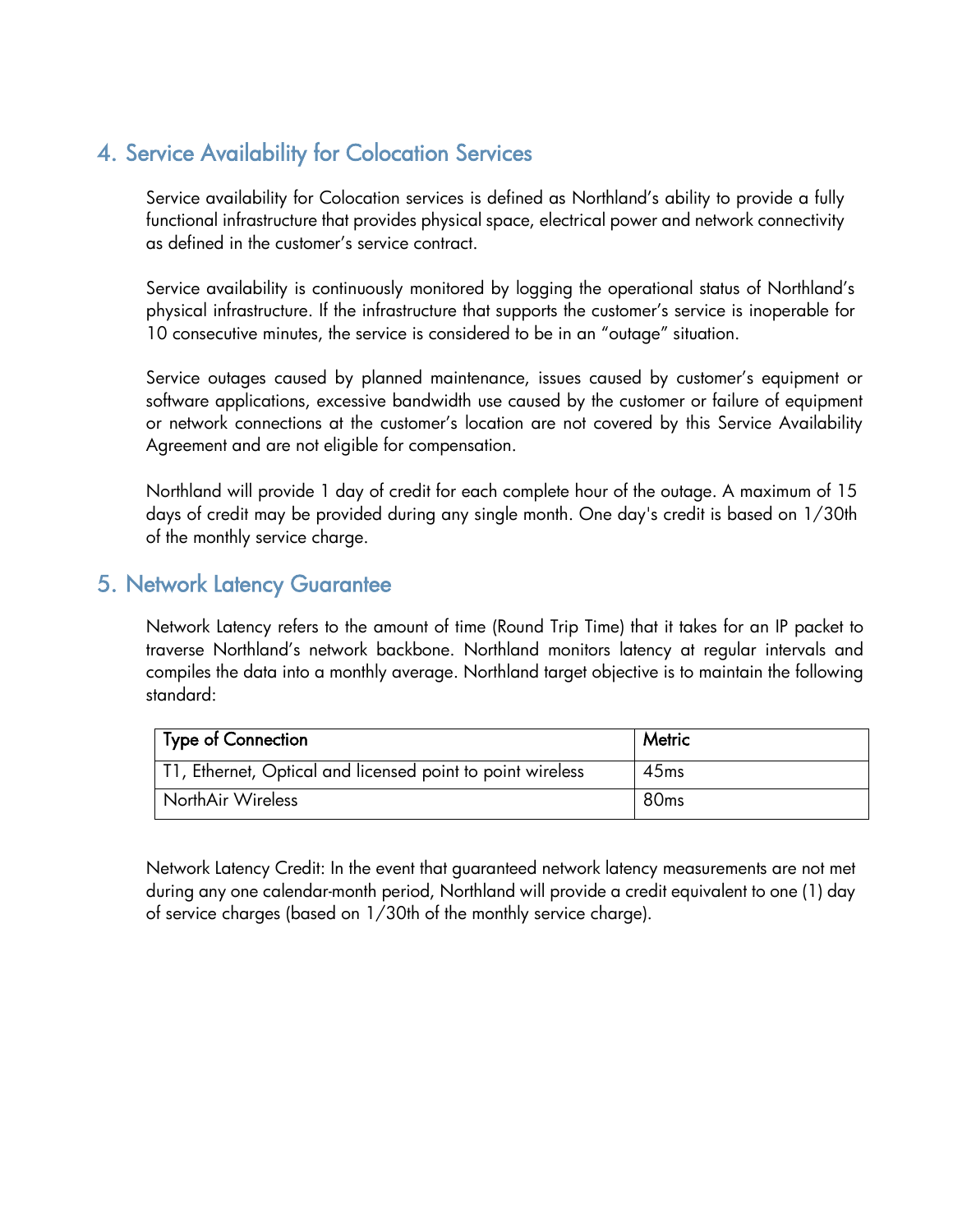## 4. Service Availability for Colocation Services

Service availability for Colocation services is defined as Northland's ability to provide a fully functional infrastructure that provides physical space, electrical power and network connectivity as defined in the customer's service contract.

Service availability is continuously monitored by logging the operational status of Northland's physical infrastructure. If the infrastructure that supports the customer's service is inoperable for 10 consecutive minutes, the service is considered to be in an "outage" situation.

Service outages caused by planned maintenance, issues caused by customer's equipment or software applications, excessive bandwidth use caused by the customer or failure of equipment or network connections at the customer's location are not covered by this Service Availability Agreement and are not eligible for compensation.

Northland will provide 1 day of credit for each complete hour of the outage. A maximum of 15 days of credit may be provided during any single month. One day's credit is based on 1/30th of the monthly service charge.

## 5. Network Latency Guarantee

Network Latency refers to the amount of time (Round Trip Time) that it takes for an IP packet to traverse Northland's network backbone. Northland monitors latency at regular intervals and compiles the data into a monthly average. Northland target objective is to maintain the following standard:

| Type of Connection | Metric |
|---|---|
| T1, Ethernet, Optical and licensed point to point wireless | 45ms |
| NorthAir Wireless | 80ms |

Network Latency Credit: In the event that guaranteed network latency measurements are not met during any one calendar-month period, Northland will provide a credit equivalent to one (1) day of service charges (based on 1/30th of the monthly service charge).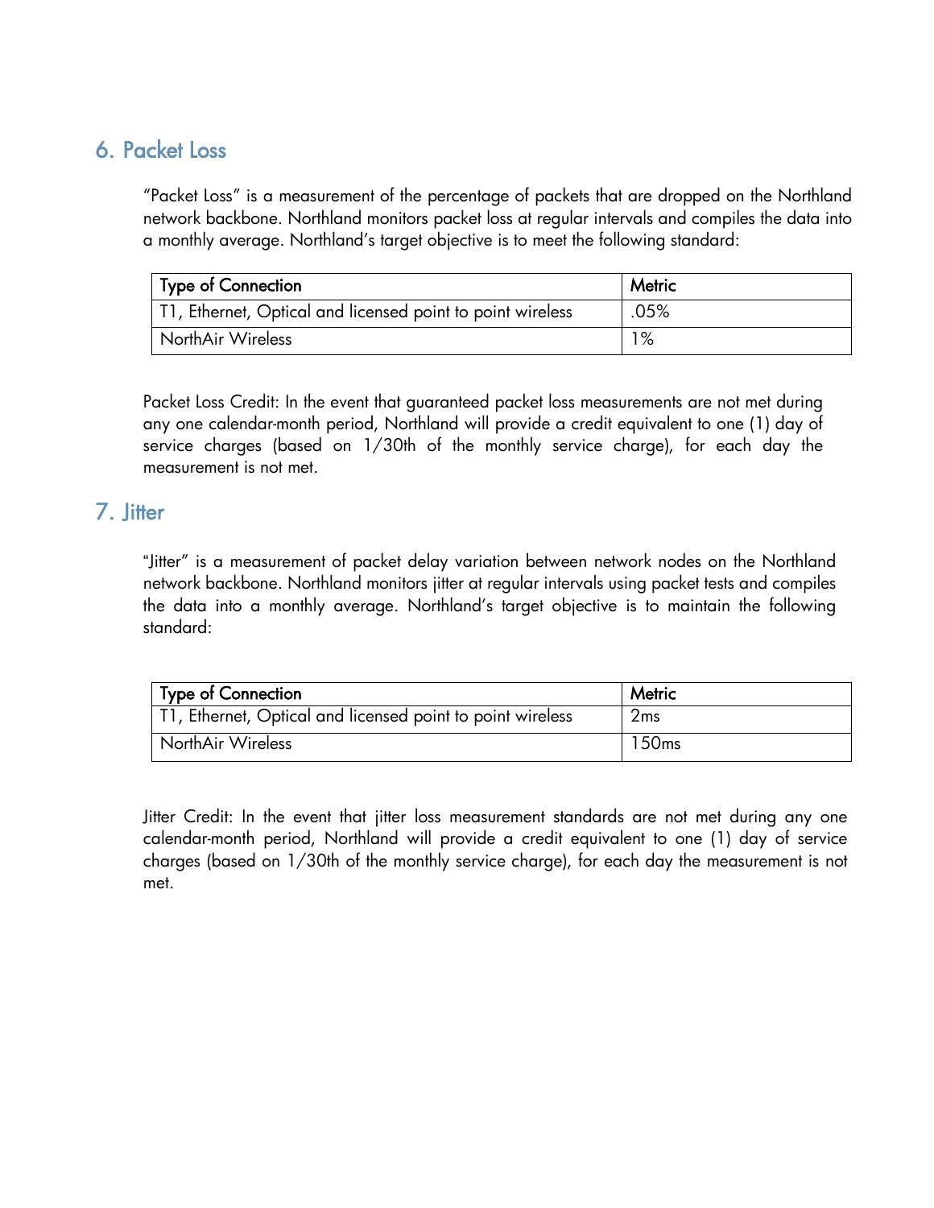## 6. Packet Loss

"Packet Loss" is a measurement of the percentage of packets that are dropped on the Northland network backbone. Northland monitors packet loss at regular intervals and compiles the data into a monthly average. Northland's target objective is to meet the following standard:

| Type of Connection | Metric |
|---|---|
| T1, Ethernet, Optical and licensed point to point wireless | .05% |
| NorthAir Wireless | 1% |

Packet Loss Credit: In the event that guaranteed packet loss measurements are not met during any one calendar-month period, Northland will provide a credit equivalent to one (1) day of service charges (based on 1/30th of the monthly service charge), for each day the measurement is not met.

## 7. Jitter

"Jitter" is a measurement of packet delay variation between network nodes on the Northland network backbone. Northland monitors jitter at regular intervals using packet tests and compiles the data into a monthly average. Northland's target objective is to maintain the following standard:

| Type of Connection | Metric |
|---|---|
| T1, Ethernet, Optical and licensed point to point wireless | 2ms |
| NorthAir Wireless | 150ms |

Jitter Credit: In the event that jitter loss measurement standards are not met during any one calendar-month period, Northland will provide a credit equivalent to one (1) day of service charges (based on 1/30th of the monthly service charge), for each day the measurement is not met.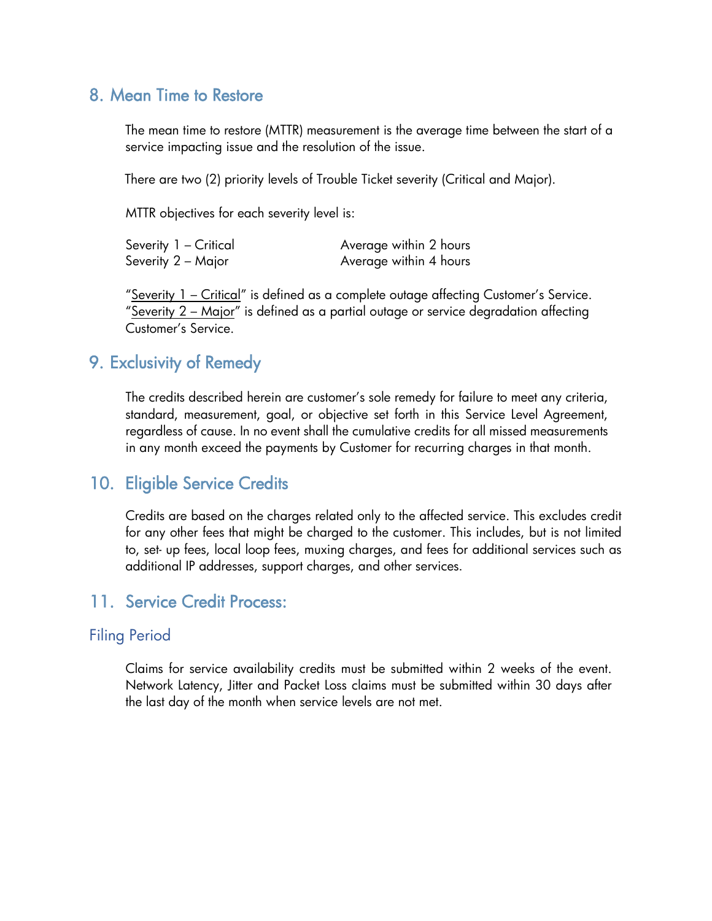## 8. Mean Time to Restore

The mean time to restore (MTTR) measurement is the average time between the start of a service impacting issue and the resolution of the issue.

There are two (2) priority levels of Trouble Ticket severity (Critical and Major).

MTTR objectives for each severity level is:

| | |
|---|---|
| Severity 1 – Critical | Average within 2 hours |
| Severity 2 – Major | Average within 4 hours |

"Severity 1 – Critical" is defined as a complete outage affecting Customer's Service. "Severity 2 – Major" is defined as a partial outage or service degradation affecting Customer's Service.

## 9. Exclusivity of Remedy

The credits described herein are customer's sole remedy for failure to meet any criteria, standard, measurement, goal, or objective set forth in this Service Level Agreement, regardless of cause. In no event shall the cumulative credits for all missed measurements in any month exceed the payments by Customer for recurring charges in that month.

## 10. Eligible Service Credits

Credits are based on the charges related only to the affected service. This excludes credit for any other fees that might be charged to the customer. This includes, but is not limited to, set- up fees, local loop fees, muxing charges, and fees for additional services such as additional IP addresses, support charges, and other services.

## 11. Service Credit Process:

### Filing Period

Claims for service availability credits must be submitted within 2 weeks of the event. Network Latency, Jitter and Packet Loss claims must be submitted within 30 days after the last day of the month when service levels are not met.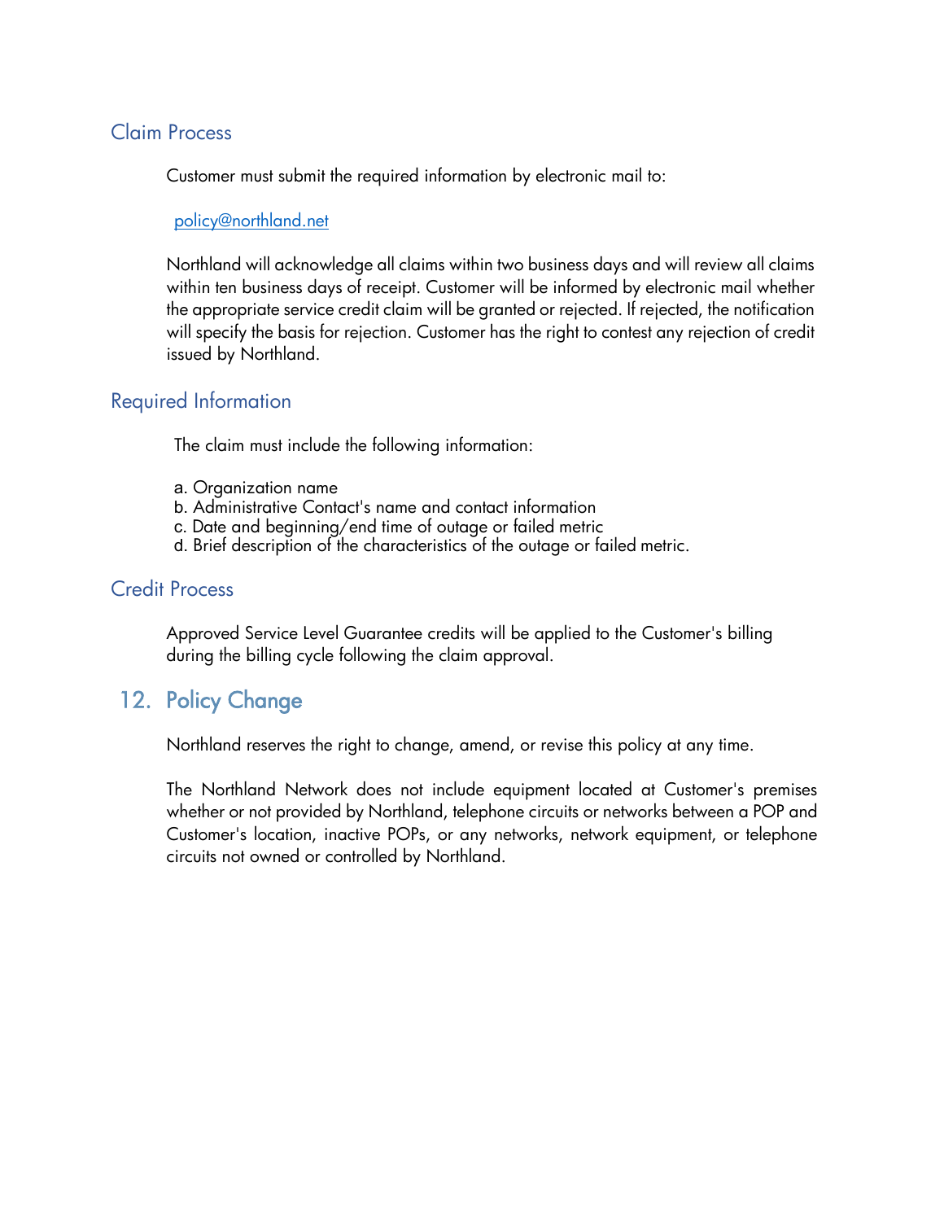### Claim Process

Customer must submit the required information by electronic mail to:

policy@northland.net

Northland will acknowledge all claims within two business days and will review all claims within ten business days of receipt. Customer will be informed by electronic mail whether the appropriate service credit claim will be granted or rejected. If rejected, the notification will specify the basis for rejection. Customer has the right to contest any rejection of credit issued by Northland.

### Required Information

The claim must include the following information:

a. Organization name
b. Administrative Contact's name and contact information
c. Date and beginning/end time of outage or failed metric
d. Brief description of the characteristics of the outage or failed metric.

### Credit Process

Approved Service Level Guarantee credits will be applied to the Customer's billing during the billing cycle following the claim approval.

## 12. Policy Change

Northland reserves the right to change, amend, or revise this policy at any time.

The Northland Network does not include equipment located at Customer's premises whether or not provided by Northland, telephone circuits or networks between a POP and Customer's location, inactive POPs, or any networks, network equipment, or telephone circuits not owned or controlled by Northland.